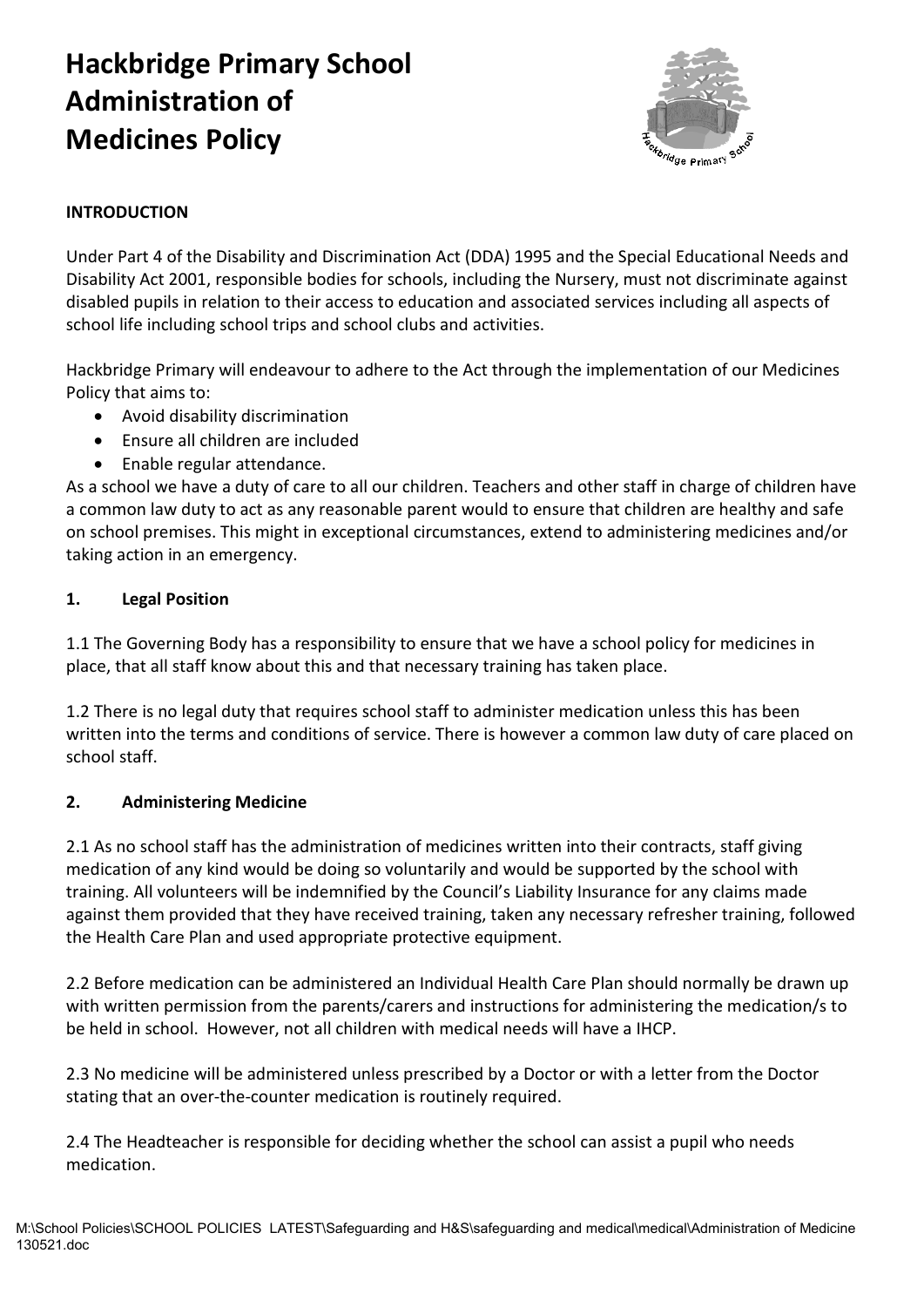# Hackbridge Primary School Administration of Medicines Policy

## INTRODUCTION

Under Part 4 of the Disability and Discrimination Act (DDA) 1995 and the Special Educational Needs and Disability Act 2001, responsible bodies for schools, including the Nursery, must not discriminate against disabled pupils in relation to their access to education and associated services including all aspects of school life including school trips and school clubs and activities.

Hackbridge Primary will endeavour to adhere to the Act through the implementation of our Medicines Policy that aims to:

- Avoid disability discrimination
- Ensure all children are included
- Enable regular attendance.

As a school we have a duty of care to all our children. Teachers and other staff in charge of children have a common law duty to act as any reasonable parent would to ensure that children are healthy and safe on school premises. This might in exceptional circumstances, extend to administering medicines and/or taking action in an emergency.

## 1. Legal Position

1.1 The Governing Body has a responsibility to ensure that we have a school policy for medicines in place, that all staff know about this and that necessary training has taken place.

1.2 There is no legal duty that requires school staff to administer medication unless this has been written into the terms and conditions of service. There is however a common law duty of care placed on school staff.

## 2. Administering Medicine

2.1 As no school staff has the administration of medicines written into their contracts, staff giving medication of any kind would be doing so voluntarily and would be supported by the school with training. All volunteers will be indemnified by the Council's Liability Insurance for any claims made against them provided that they have received training, taken any necessary refresher training, followed the Health Care Plan and used appropriate protective equipment.

2.2 Before medication can be administered an Individual Health Care Plan should normally be drawn up with written permission from the parents/carers and instructions for administering the medication/s to be held in school. However, not all children with medical needs will have a IHCP.

2.3 No medicine will be administered unless prescribed by a Doctor or with a letter from the Doctor stating that an over-the-counter medication is routinely required.

2.4 The Headteacher is responsible for deciding whether the school can assist a pupil who needs medication.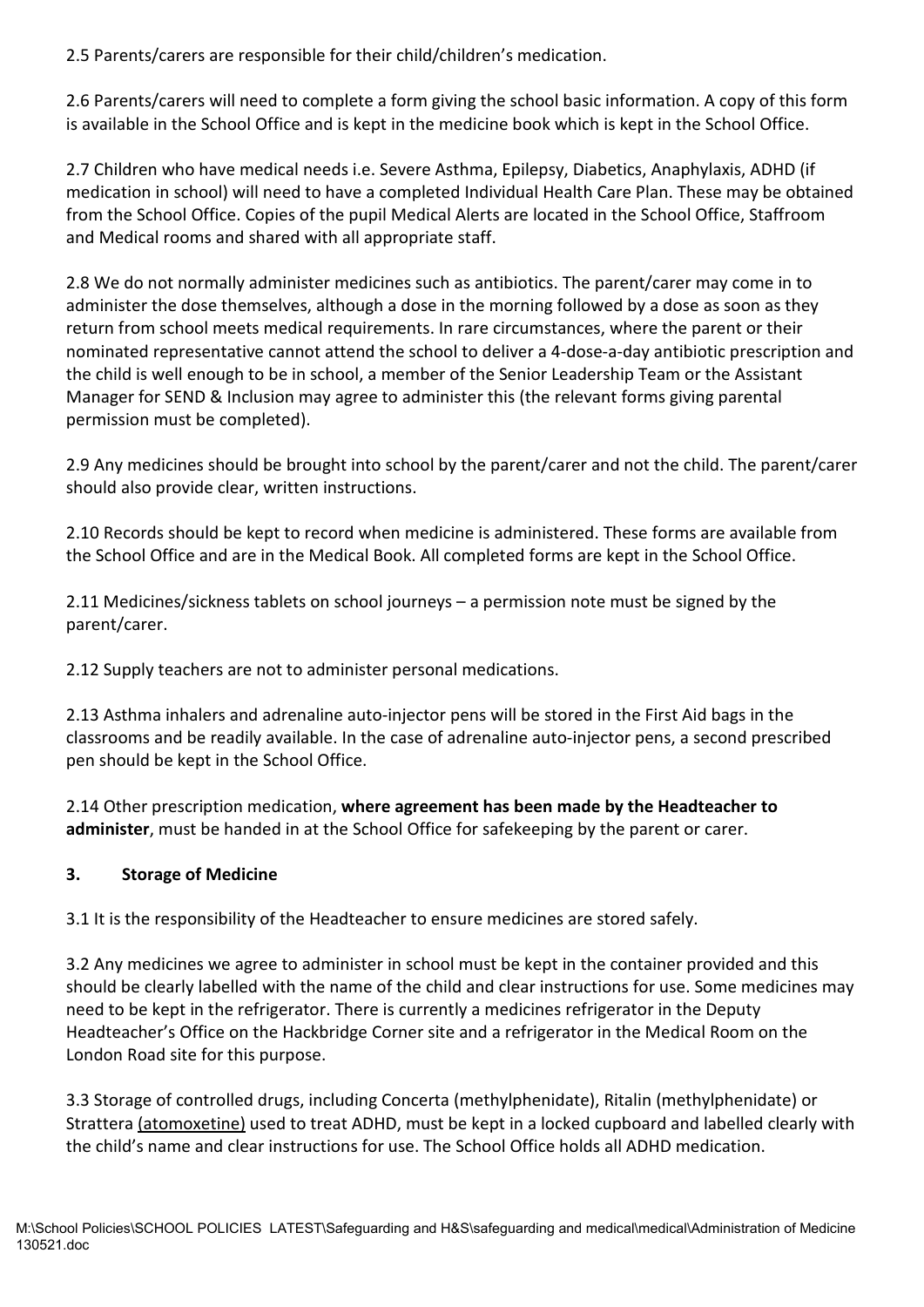2.5 Parents/carers are responsible for their child/children's medication.

2.6 Parents/carers will need to complete a form giving the school basic information. A copy of this form is available in the School Office and is kept in the medicine book which is kept in the School Office.

2.7 Children who have medical needs i.e. Severe Asthma, Epilepsy, Diabetics, Anaphylaxis, ADHD (if medication in school) will need to have a completed Individual Health Care Plan. These may be obtained from the School Office. Copies of the pupil Medical Alerts are located in the School Office, Staffroom and Medical rooms and shared with all appropriate staff.

2.8 We do not normally administer medicines such as antibiotics. The parent/carer may come in to administer the dose themselves, although a dose in the morning followed by a dose as soon as they return from school meets medical requirements. In rare circumstances, where the parent or their nominated representative cannot attend the school to deliver a 4-dose-a-day antibiotic prescription and the child is well enough to be in school, a member of the Senior Leadership Team or the Assistant Manager for SEND & Inclusion may agree to administer this (the relevant forms giving parental permission must be completed).

2.9 Any medicines should be brought into school by the parent/carer and not the child. The parent/carer should also provide clear, written instructions.

2.10 Records should be kept to record when medicine is administered. These forms are available from the School Office and are in the Medical Book. All completed forms are kept in the School Office.

2.11 Medicines/sickness tablets on school journeys – a permission note must be signed by the parent/carer.

2.12 Supply teachers are not to administer personal medications.

2.13 Asthma inhalers and adrenaline auto-injector pens will be stored in the First Aid bags in the classrooms and be readily available. In the case of adrenaline auto-injector pens, a second prescribed pen should be kept in the School Office.

2.14 Other prescription medication, **where agreement has been made by the Headteacher to administer**, must be handed in at the School Office for safekeeping by the parent or carer.

## 3. Storage of Medicine

3.1 It is the responsibility of the Headteacher to ensure medicines are stored safely.

3.2 Any medicines we agree to administer in school must be kept in the container provided and this should be clearly labelled with the name of the child and clear instructions for use. Some medicines may need to be kept in the refrigerator. There is currently a medicines refrigerator in the Deputy Headteacher's Office on the Hackbridge Corner site and a refrigerator in the Medical Room on the London Road site for this purpose.

3.3 Storage of controlled drugs, including Concerta (methylphenidate), Ritalin (methylphenidate) or Strattera (atomoxetine) used to treat ADHD, must be kept in a locked cupboard and labelled clearly with the child's name and clear instructions for use. The School Office holds all ADHD medication.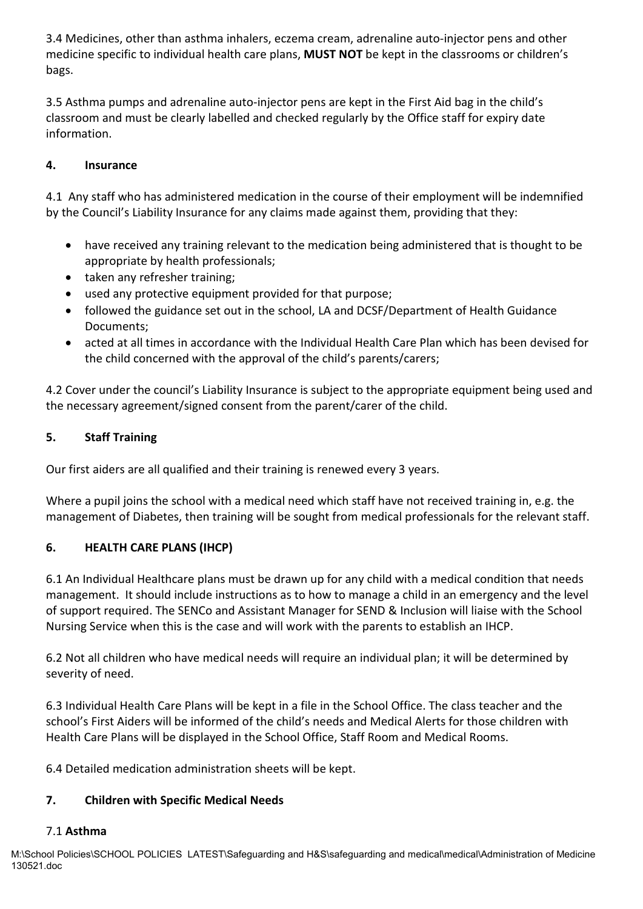3.4 Medicines, other than asthma inhalers, eczema cream, adrenaline auto-injector pens and other medicine specific to individual health care plans, **MUST NOT** be kept in the classrooms or children's bags.

3.5 Asthma pumps and adrenaline auto-injector pens are kept in the First Aid bag in the child's classroom and must be clearly labelled and checked regularly by the Office staff for expiry date information.

## 4. Insurance

4.1 Any staff who has administered medication in the course of their employment will be indemnified by the Council's Liability Insurance for any claims made against them, providing that they:

- have received any training relevant to the medication being administered that is thought to be appropriate by health professionals;
- taken any refresher training;
- used any protective equipment provided for that purpose;
- followed the guidance set out in the school, LA and DCSF/Department of Health Guidance Documents;
- acted at all times in accordance with the Individual Health Care Plan which has been devised for the child concerned with the approval of the child's parents/carers;

4.2 Cover under the council's Liability Insurance is subject to the appropriate equipment being used and the necessary agreement/signed consent from the parent/carer of the child.

## 5. Staff Training

Our first aiders are all qualified and their training is renewed every 3 years.

Where a pupil joins the school with a medical need which staff have not received training in, e.g. the management of Diabetes, then training will be sought from medical professionals for the relevant staff.

## 6. HEALTH CARE PLANS (IHCP)

6.1 An Individual Healthcare plans must be drawn up for any child with a medical condition that needs management. It should include instructions as to how to manage a child in an emergency and the level of support required. The SENCo and Assistant Manager for SEND & Inclusion will liaise with the School Nursing Service when this is the case and will work with the parents to establish an IHCP.

6.2 Not all children who have medical needs will require an individual plan; it will be determined by severity of need.

6.3 Individual Health Care Plans will be kept in a file in the School Office. The class teacher and the school's First Aiders will be informed of the child's needs and Medical Alerts for those children with Health Care Plans will be displayed in the School Office, Staff Room and Medical Rooms.

6.4 Detailed medication administration sheets will be kept.

## 7. Children with Specific Medical Needs

### 7.1 Asthma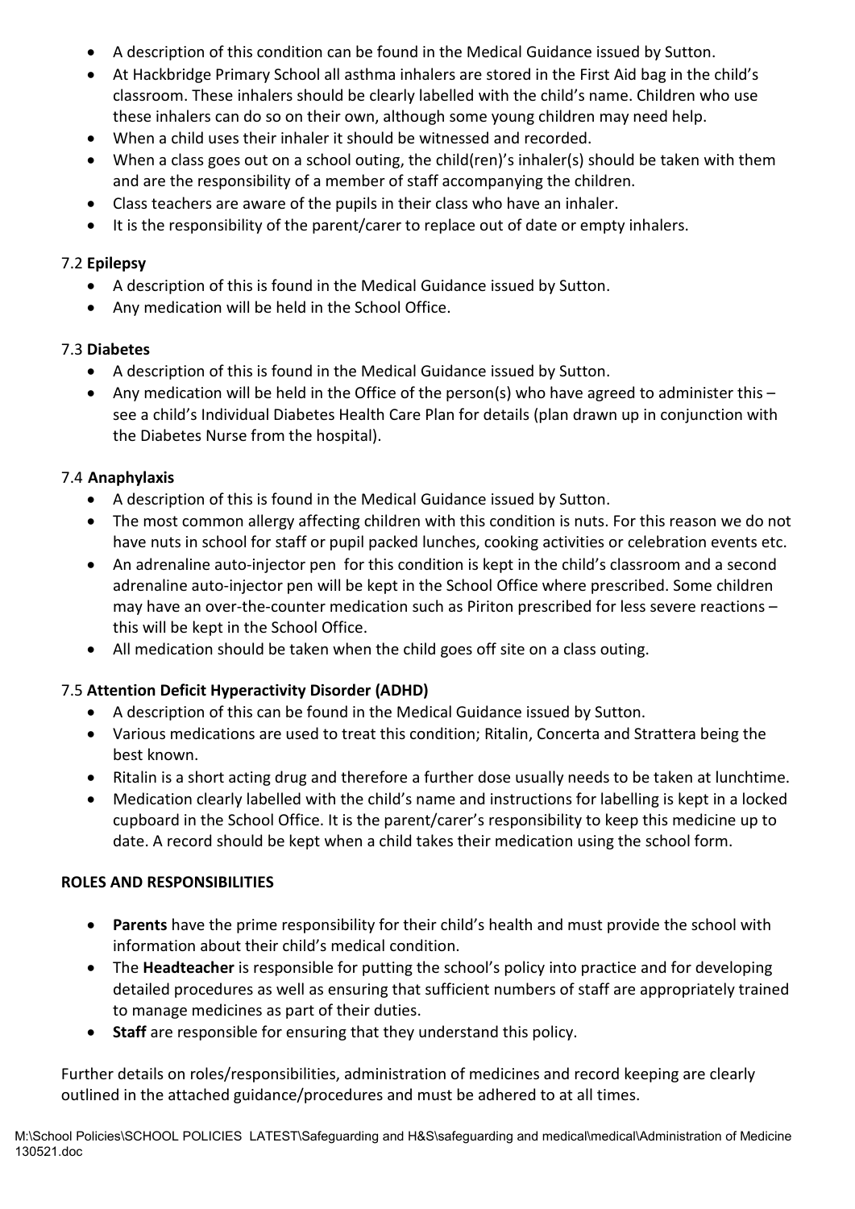- A description of this condition can be found in the Medical Guidance issued by Sutton.
- At Hackbridge Primary School all asthma inhalers are stored in the First Aid bag in the child's classroom. These inhalers should be clearly labelled with the child's name. Children who use these inhalers can do so on their own, although some young children may need help.
- When a child uses their inhaler it should be witnessed and recorded.
- When a class goes out on a school outing, the child(ren)'s inhaler(s) should be taken with them and are the responsibility of a member of staff accompanying the children.
- Class teachers are aware of the pupils in their class who have an inhaler.
- It is the responsibility of the parent/carer to replace out of date or empty inhalers.

7.2 **Epilepsy**

- A description of this is found in the Medical Guidance issued by Sutton.
- Any medication will be held in the School Office.

7.3 **Diabetes**

- A description of this is found in the Medical Guidance issued by Sutton.
- Any medication will be held in the Office of the person(s) who have agreed to administer this – see a child's Individual Diabetes Health Care Plan for details (plan drawn up in conjunction with the Diabetes Nurse from the hospital).

7.4 **Anaphylaxis**

- A description of this is found in the Medical Guidance issued by Sutton.
- The most common allergy affecting children with this condition is nuts. For this reason we do not have nuts in school for staff or pupil packed lunches, cooking activities or celebration events etc.
- An adrenaline auto-injector pen for this condition is kept in the child's classroom and a second adrenaline auto-injector pen will be kept in the School Office where prescribed. Some children may have an over-the-counter medication such as Piriton prescribed for less severe reactions – this will be kept in the School Office.
- All medication should be taken when the child goes off site on a class outing.

7.5 **Attention Deficit Hyperactivity Disorder (ADHD)**

- A description of this can be found in the Medical Guidance issued by Sutton.
- Various medications are used to treat this condition; Ritalin, Concerta and Strattera being the best known.
- Ritalin is a short acting drug and therefore a further dose usually needs to be taken at lunchtime.
- Medication clearly labelled with the child's name and instructions for labelling is kept in a locked cupboard in the School Office. It is the parent/carer's responsibility to keep this medicine up to date. A record should be kept when a child takes their medication using the school form.

**ROLES AND RESPONSIBILITIES**

- **Parents** have the prime responsibility for their child's health and must provide the school with information about their child's medical condition.
- The **Headteacher** is responsible for putting the school's policy into practice and for developing detailed procedures as well as ensuring that sufficient numbers of staff are appropriately trained to manage medicines as part of their duties.
- **Staff** are responsible for ensuring that they understand this policy.

Further details on roles/responsibilities, administration of medicines and record keeping are clearly outlined in the attached guidance/procedures and must be adhered to at all times.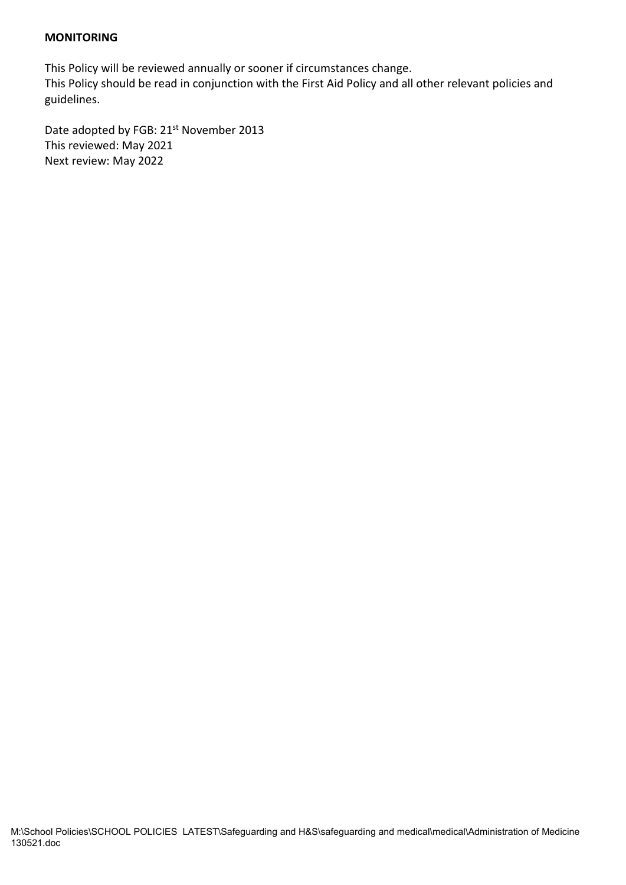**MONITORING**

This Policy will be reviewed annually or sooner if circumstances change.
This Policy should be read in conjunction with the First Aid Policy and all other relevant policies and guidelines.

Date adopted by FGB: 21st November 2013
This reviewed: May 2021
Next review: May 2022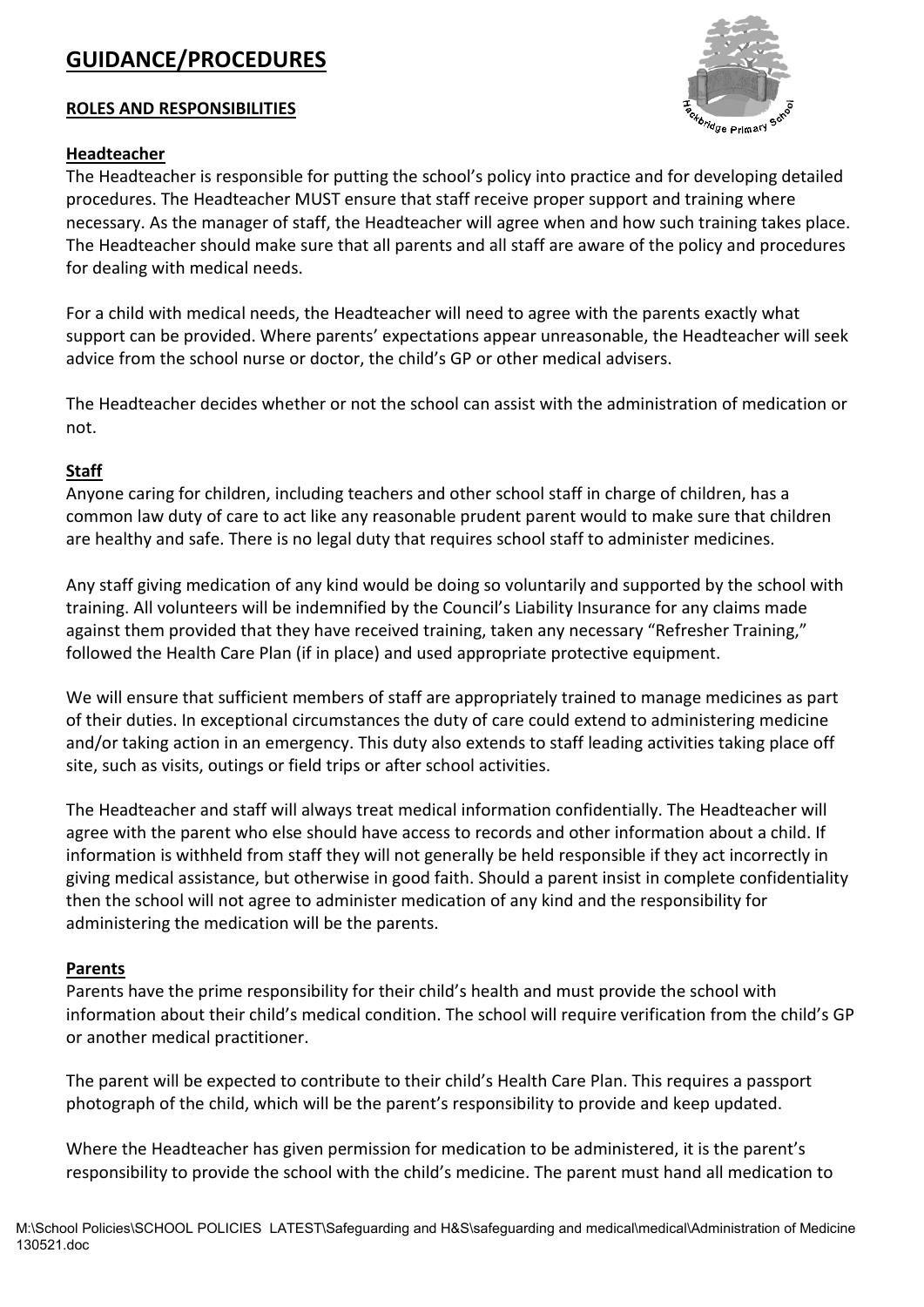# GUIDANCE/PROCEDURES

**ROLES AND RESPONSIBILITIES**

**Headteacher**

The Headteacher is responsible for putting the school's policy into practice and for developing detailed procedures. The Headteacher MUST ensure that staff receive proper support and training where necessary. As the manager of staff, the Headteacher will agree when and how such training takes place. The Headteacher should make sure that all parents and all staff are aware of the policy and procedures for dealing with medical needs.

For a child with medical needs, the Headteacher will need to agree with the parents exactly what support can be provided. Where parents' expectations appear unreasonable, the Headteacher will seek advice from the school nurse or doctor, the child's GP or other medical advisers.

The Headteacher decides whether or not the school can assist with the administration of medication or not.

**Staff**

Anyone caring for children, including teachers and other school staff in charge of children, has a common law duty of care to act like any reasonable prudent parent would to make sure that children are healthy and safe. There is no legal duty that requires school staff to administer medicines.

Any staff giving medication of any kind would be doing so voluntarily and supported by the school with training. All volunteers will be indemnified by the Council's Liability Insurance for any claims made against them provided that they have received training, taken any necessary "Refresher Training," followed the Health Care Plan (if in place) and used appropriate protective equipment.

We will ensure that sufficient members of staff are appropriately trained to manage medicines as part of their duties. In exceptional circumstances the duty of care could extend to administering medicine and/or taking action in an emergency. This duty also extends to staff leading activities taking place off site, such as visits, outings or field trips or after school activities.

The Headteacher and staff will always treat medical information confidentially. The Headteacher will agree with the parent who else should have access to records and other information about a child. If information is withheld from staff they will not generally be held responsible if they act incorrectly in giving medical assistance, but otherwise in good faith. Should a parent insist in complete confidentiality then the school will not agree to administer medication of any kind and the responsibility for administering the medication will be the parents.

**Parents**

Parents have the prime responsibility for their child's health and must provide the school with information about their child's medical condition. The school will require verification from the child's GP or another medical practitioner.

The parent will be expected to contribute to their child's Health Care Plan. This requires a passport photograph of the child, which will be the parent's responsibility to provide and keep updated.

Where the Headteacher has given permission for medication to be administered, it is the parent's responsibility to provide the school with the child's medicine. The parent must hand all medication to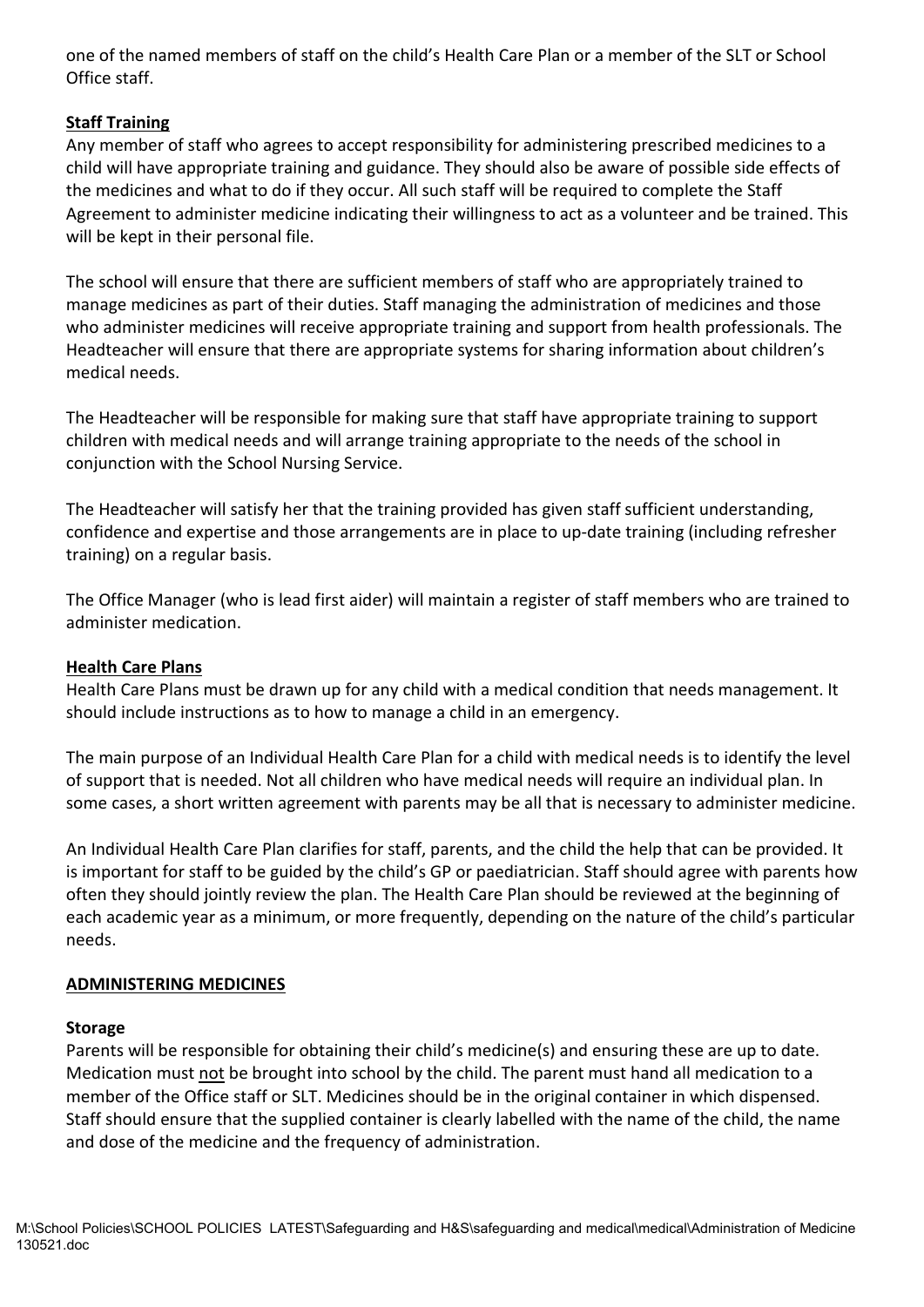one of the named members of staff on the child's Health Care Plan or a member of the SLT or School Office staff.

**Staff Training**

Any member of staff who agrees to accept responsibility for administering prescribed medicines to a child will have appropriate training and guidance. They should also be aware of possible side effects of the medicines and what to do if they occur. All such staff will be required to complete the Staff Agreement to administer medicine indicating their willingness to act as a volunteer and be trained. This will be kept in their personal file.

The school will ensure that there are sufficient members of staff who are appropriately trained to manage medicines as part of their duties. Staff managing the administration of medicines and those who administer medicines will receive appropriate training and support from health professionals. The Headteacher will ensure that there are appropriate systems for sharing information about children's medical needs.

The Headteacher will be responsible for making sure that staff have appropriate training to support children with medical needs and will arrange training appropriate to the needs of the school in conjunction with the School Nursing Service.

The Headteacher will satisfy her that the training provided has given staff sufficient understanding, confidence and expertise and those arrangements are in place to up-date training (including refresher training) on a regular basis.

The Office Manager (who is lead first aider) will maintain a register of staff members who are trained to administer medication.

**Health Care Plans**

Health Care Plans must be drawn up for any child with a medical condition that needs management. It should include instructions as to how to manage a child in an emergency.

The main purpose of an Individual Health Care Plan for a child with medical needs is to identify the level of support that is needed. Not all children who have medical needs will require an individual plan. In some cases, a short written agreement with parents may be all that is necessary to administer medicine.

An Individual Health Care Plan clarifies for staff, parents, and the child the help that can be provided. It is important for staff to be guided by the child's GP or paediatrician. Staff should agree with parents how often they should jointly review the plan. The Health Care Plan should be reviewed at the beginning of each academic year as a minimum, or more frequently, depending on the nature of the child's particular needs.

## ADMINISTERING MEDICINES

**Storage**

Parents will be responsible for obtaining their child's medicine(s) and ensuring these are up to date. Medication must not be brought into school by the child. The parent must hand all medication to a member of the Office staff or SLT. Medicines should be in the original container in which dispensed. Staff should ensure that the supplied container is clearly labelled with the name of the child, the name and dose of the medicine and the frequency of administration.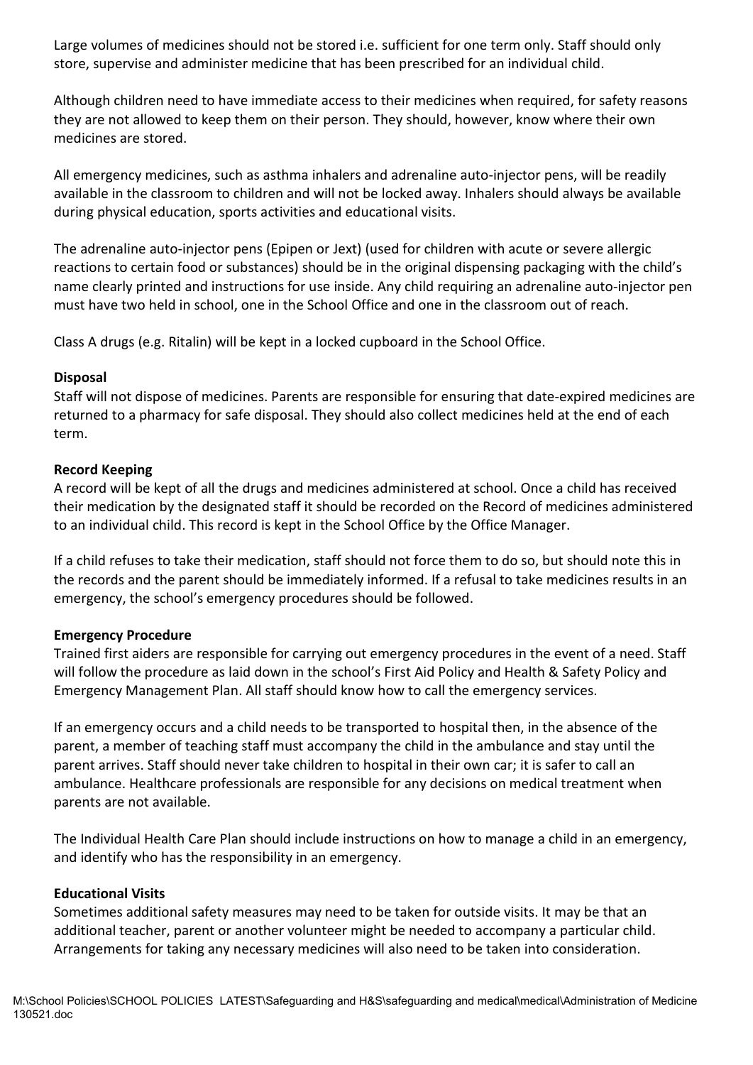Large volumes of medicines should not be stored i.e. sufficient for one term only. Staff should only store, supervise and administer medicine that has been prescribed for an individual child.

Although children need to have immediate access to their medicines when required, for safety reasons they are not allowed to keep them on their person. They should, however, know where their own medicines are stored.

All emergency medicines, such as asthma inhalers and adrenaline auto-injector pens, will be readily available in the classroom to children and will not be locked away. Inhalers should always be available during physical education, sports activities and educational visits.

The adrenaline auto-injector pens (Epipen or Jext) (used for children with acute or severe allergic reactions to certain food or substances) should be in the original dispensing packaging with the child's name clearly printed and instructions for use inside. Any child requiring an adrenaline auto-injector pen must have two held in school, one in the School Office and one in the classroom out of reach.

Class A drugs (e.g. Ritalin) will be kept in a locked cupboard in the School Office.

**Disposal**
Staff will not dispose of medicines. Parents are responsible for ensuring that date-expired medicines are returned to a pharmacy for safe disposal. They should also collect medicines held at the end of each term.

**Record Keeping**
A record will be kept of all the drugs and medicines administered at school. Once a child has received their medication by the designated staff it should be recorded on the Record of medicines administered to an individual child. This record is kept in the School Office by the Office Manager.

If a child refuses to take their medication, staff should not force them to do so, but should note this in the records and the parent should be immediately informed. If a refusal to take medicines results in an emergency, the school's emergency procedures should be followed.

**Emergency Procedure**
Trained first aiders are responsible for carrying out emergency procedures in the event of a need. Staff will follow the procedure as laid down in the school's First Aid Policy and Health & Safety Policy and Emergency Management Plan. All staff should know how to call the emergency services.

If an emergency occurs and a child needs to be transported to hospital then, in the absence of the parent, a member of teaching staff must accompany the child in the ambulance and stay until the parent arrives. Staff should never take children to hospital in their own car; it is safer to call an ambulance. Healthcare professionals are responsible for any decisions on medical treatment when parents are not available.

The Individual Health Care Plan should include instructions on how to manage a child in an emergency, and identify who has the responsibility in an emergency.

**Educational Visits**
Sometimes additional safety measures may need to be taken for outside visits. It may be that an additional teacher, parent or another volunteer might be needed to accompany a particular child. Arrangements for taking any necessary medicines will also need to be taken into consideration.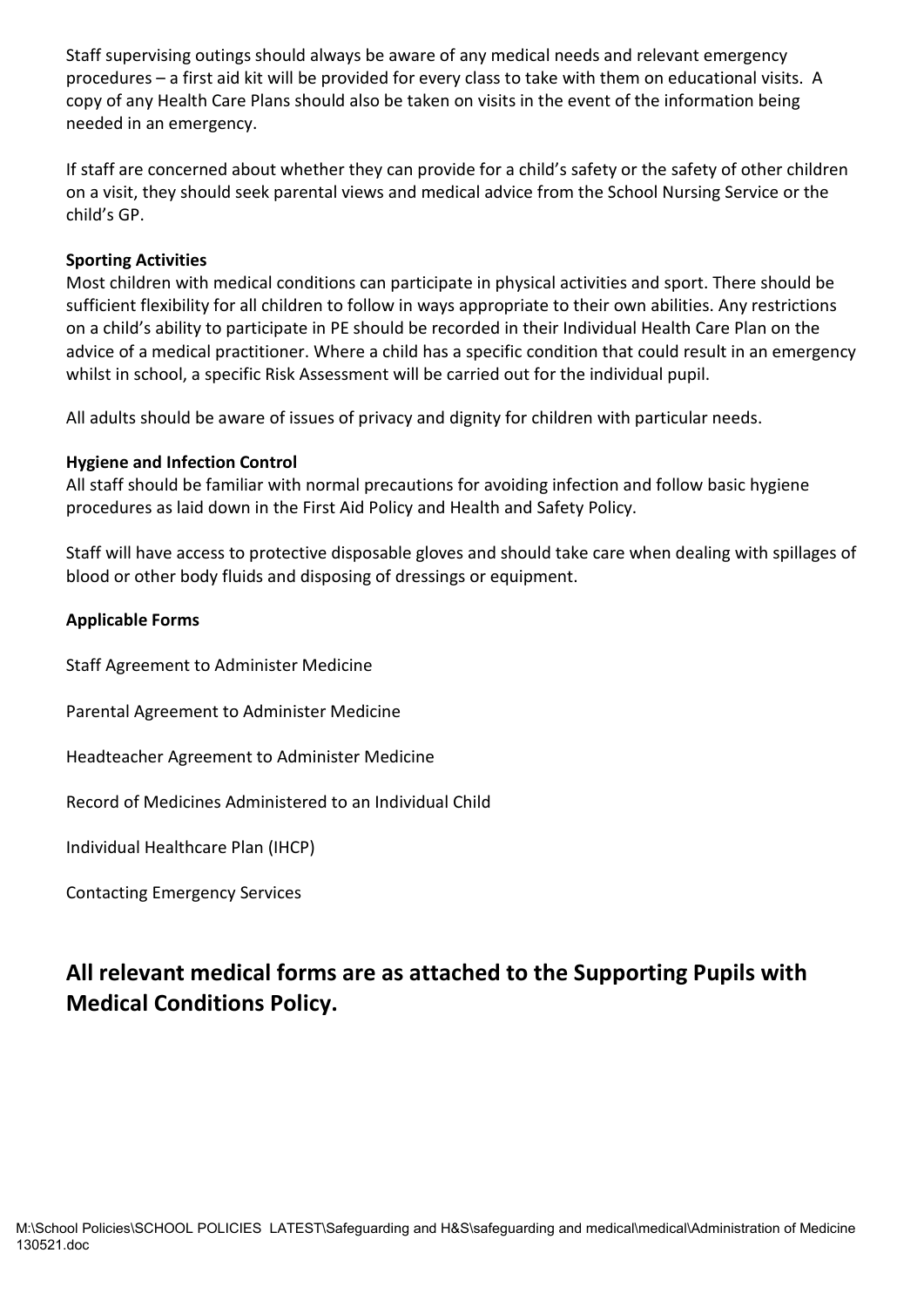Staff supervising outings should always be aware of any medical needs and relevant emergency procedures – a first aid kit will be provided for every class to take with them on educational visits. A copy of any Health Care Plans should also be taken on visits in the event of the information being needed in an emergency.

If staff are concerned about whether they can provide for a child's safety or the safety of other children on a visit, they should seek parental views and medical advice from the School Nursing Service or the child's GP.

**Sporting Activities**

Most children with medical conditions can participate in physical activities and sport. There should be sufficient flexibility for all children to follow in ways appropriate to their own abilities. Any restrictions on a child's ability to participate in PE should be recorded in their Individual Health Care Plan on the advice of a medical practitioner. Where a child has a specific condition that could result in an emergency whilst in school, a specific Risk Assessment will be carried out for the individual pupil.

All adults should be aware of issues of privacy and dignity for children with particular needs.

**Hygiene and Infection Control**

All staff should be familiar with normal precautions for avoiding infection and follow basic hygiene procedures as laid down in the First Aid Policy and Health and Safety Policy.

Staff will have access to protective disposable gloves and should take care when dealing with spillages of blood or other body fluids and disposing of dressings or equipment.

**Applicable Forms**

Staff Agreement to Administer Medicine

Parental Agreement to Administer Medicine

Headteacher Agreement to Administer Medicine

Record of Medicines Administered to an Individual Child

Individual Healthcare Plan (IHCP)

Contacting Emergency Services

## All relevant medical forms are as attached to the Supporting Pupils with Medical Conditions Policy.